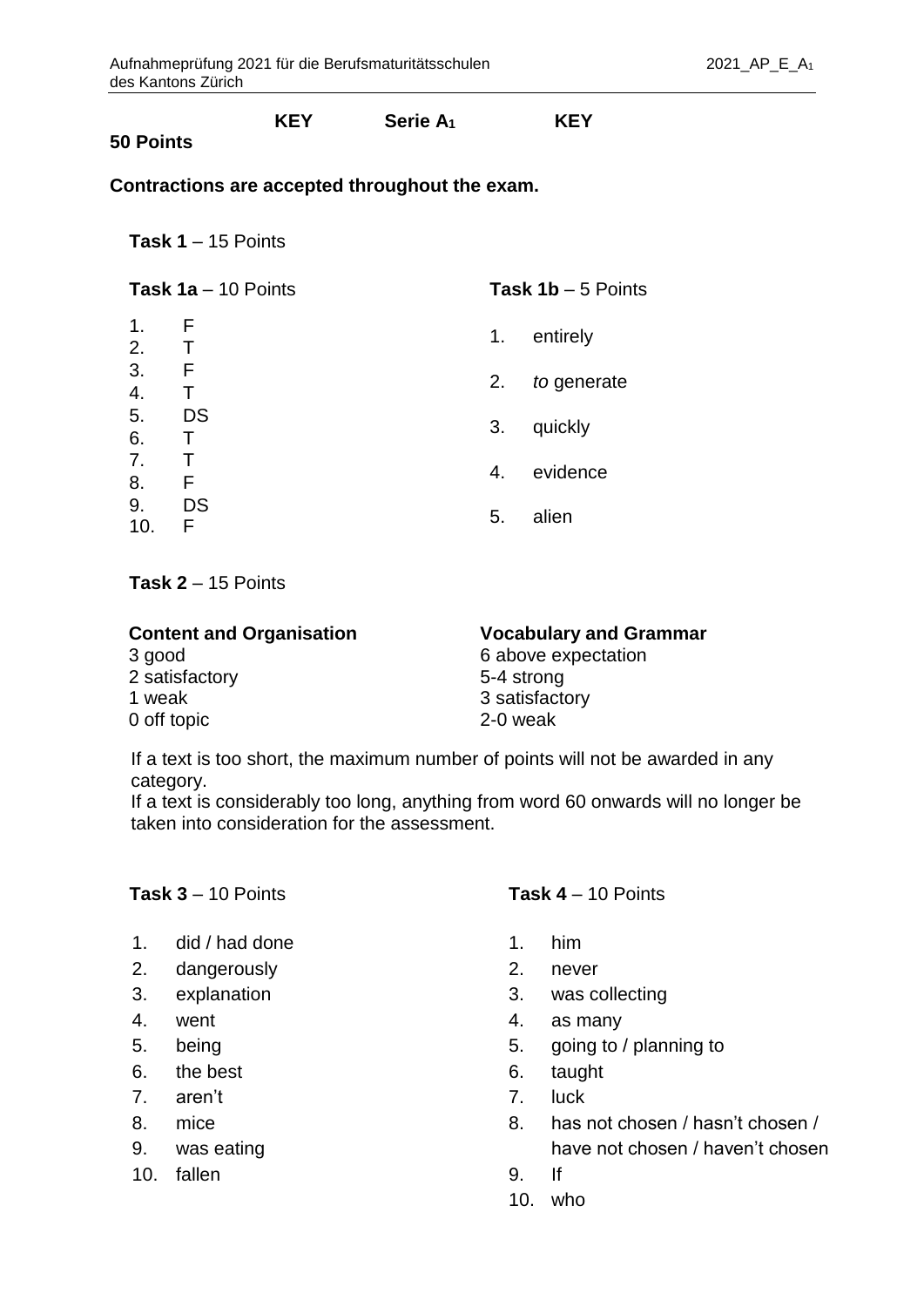**KEY Serie $A_1$ KEY**

**50 Points**

**Contractions are accepted throughout the exam.**

**Task 1** – 15 Points

**Task 1a** – 10 Points

1. F
2. T
3. F
4. T
5. DS
6. T
7. T
8. F
9. DS
10. F

**Task 1b** – 5 Points

1. entirely
2. *to* generate
3. quickly
4. evidence
5. alien

**Task 2** – 15 Points

**Content and Organisation**
3 good
2 satisfactory
1 weak
0 off topic

**Vocabulary and Grammar**
6 above expectation
5-4 strong
3 satisfactory
2-0 weak

If a text is too short, the maximum number of points will not be awarded in any category.
If a text is considerably too long, anything from word 60 onwards will no longer be taken into consideration for the assessment.

**Task 3** – 10 Points

1. did / had done
2. dangerously
3. explanation
4. went
5. being
6. the best
7. aren't
8. mice
9. was eating
10. fallen

**Task 4** – 10 Points

1. him
2. never
3. was collecting
4. as many
5. going to / planning to
6. taught
7. luck
8. has not chosen / hasn't chosen / have not chosen / haven't chosen
9. If
10. who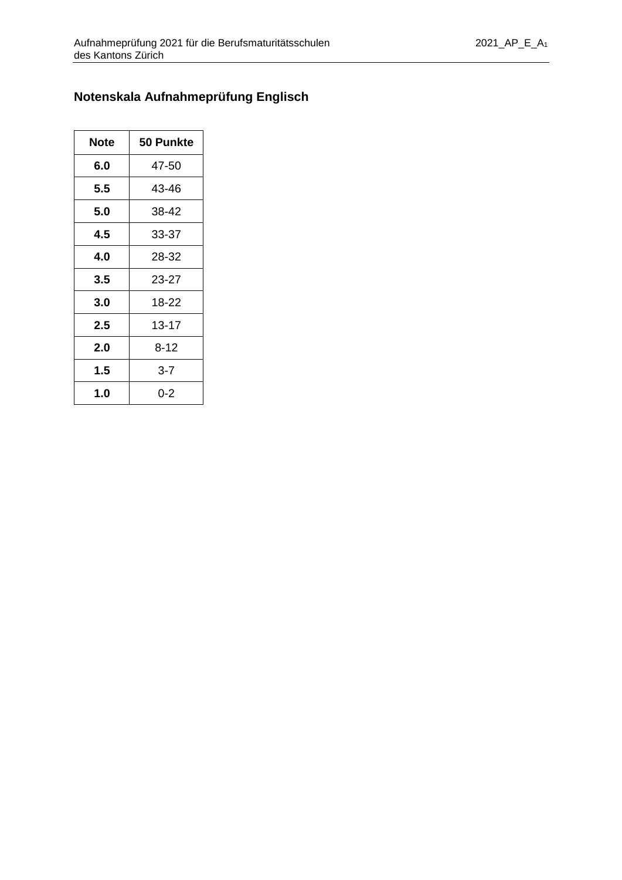## Notenskala Aufnahmeprüfung Englisch

| Note | 50 Punkte |
|---|---|
| **6.0** | 47-50 |
| **5.5** | 43-46 |
| **5.0** | 38-42 |
| **4.5** | 33-37 |
| **4.0** | 28-32 |
| **3.5** | 23-27 |
| **3.0** | 18-22 |
| **2.5** | 13-17 |
| **2.0** | 8-12 |
| **1.5** | 3-7 |
| **1.0** | 0-2 |